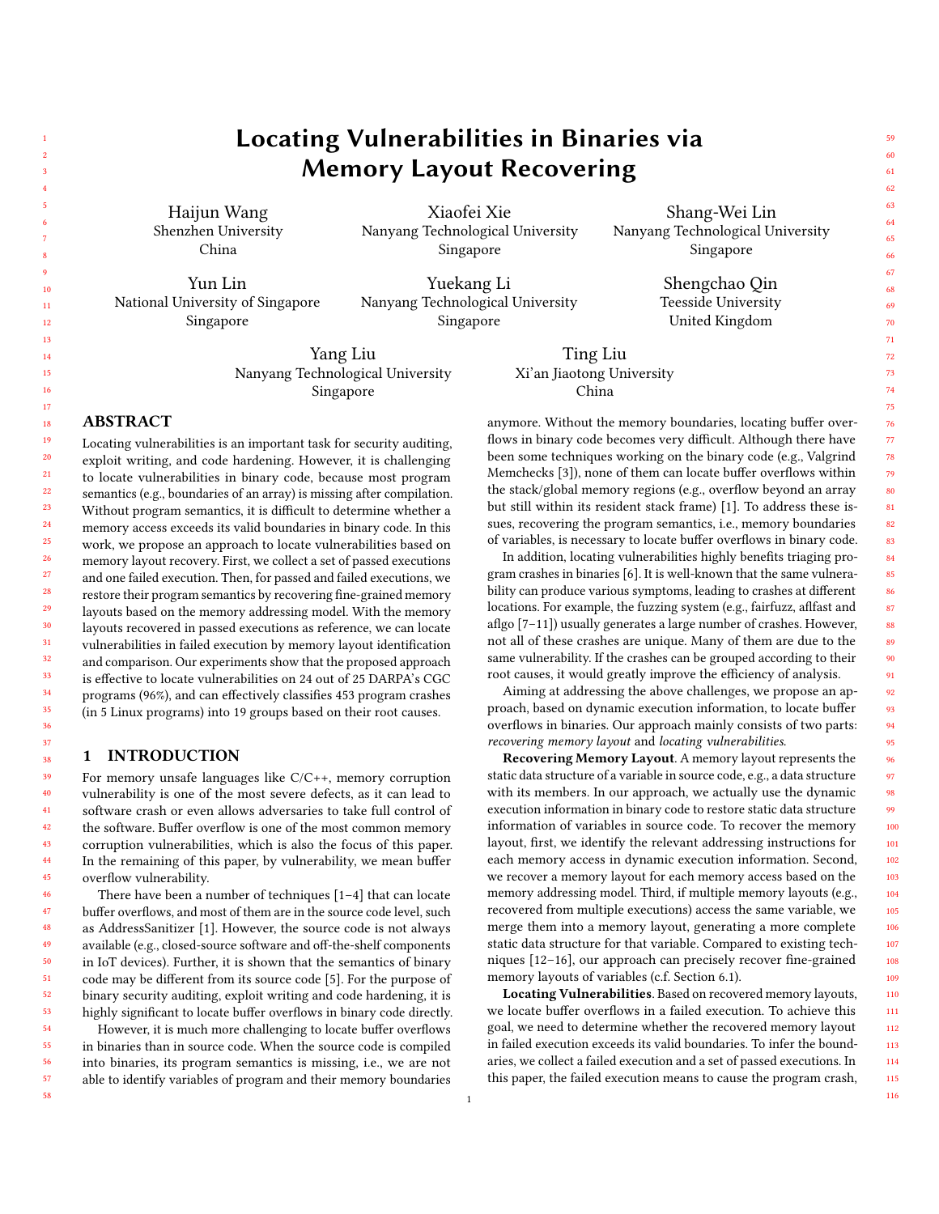# Locating Vulnerabilities in Binaries via Memory Layout Recovering

Haijun Wang
Shenzhen University
China

Xiaofei Xie
Nanyang Technological University
Singapore

Shang-Wei Lin
Nanyang Technological University
Singapore

Yun Lin
National University of Singapore
Singapore

Yuekang Li
Nanyang Technological University
Singapore

Shengchao Qin
Teesside University
United Kingdom

Yang Liu
Nanyang Technological University
Singapore

Ting Liu
Xi'an Jiaotong University
China

## ABSTRACT

Locating vulnerabilities is an important task for security auditing, exploit writing, and code hardening. However, it is challenging to locate vulnerabilities in binary code, because most program semantics (e.g., boundaries of an array) is missing after compilation. Without program semantics, it is difficult to determine whether a memory access exceeds its valid boundaries in binary code. In this work, we propose an approach to locate vulnerabilities based on memory layout recovery. First, we collect a set of passed executions and one failed execution. Then, for passed and failed executions, we restore their program semantics by recovering fine-grained memory layouts based on the memory addressing model. With the memory layouts recovered in passed executions as reference, we can locate vulnerabilities in failed execution by memory layout identification and comparison. Our experiments show that the proposed approach is effective to locate vulnerabilities on 24 out of 25 DARPA's CGC programs (96%), and can effectively classifies 453 program crashes (in 5 Linux programs) into 19 groups based on their root causes.

## 1 INTRODUCTION

For memory unsafe languages like C/C++, memory corruption vulnerability is one of the most severe defects, as it can lead to software crash or even allows adversaries to take full control of the software. Buffer overflow is one of the most common memory corruption vulnerabilities, which is also the focus of this paper. In the remaining of this paper, by vulnerability, we mean buffer overflow vulnerability.

There have been a number of techniques [1–4] that can locate buffer overflows, and most of them are in the source code level, such as AddressSanitizer [1]. However, the source code is not always available (e.g., closed-source software and off-the-shelf components in IoT devices). Further, it is shown that the semantics of binary code may be different from its source code [5]. For the purpose of binary security auditing, exploit writing and code hardening, it is highly significant to locate buffer overflows in binary code directly.

However, it is much more challenging to locate buffer overflows in binaries than in source code. When the source code is compiled into binaries, its program semantics is missing, i.e., we are not able to identify variables of program and their memory boundaries anymore. Without the memory boundaries, locating buffer overflows in binary code becomes very difficult. Although there have been some techniques working on the binary code (e.g., Valgrind Memchecks [3]), none of them can locate buffer overflows within the stack/global memory regions (e.g., overflow beyond an array but still within its resident stack frame) [1]. To address these issues, recovering the program semantics, i.e., memory boundaries of variables, is necessary to locate buffer overflows in binary code.

In addition, locating vulnerabilities highly benefits triaging program crashes in binaries [6]. It is well-known that the same vulnerability can produce various symptoms, leading to crashes at different locations. For example, the fuzzing system (e.g., fairfuzz, aflfast and aflgo [7–11]) usually generates a large number of crashes. However, not all of these crashes are unique. Many of them are due to the same vulnerability. If the crashes can be grouped according to their root causes, it would greatly improve the efficiency of analysis.

Aiming at addressing the above challenges, we propose an approach, based on dynamic execution information, to locate buffer overflows in binaries. Our approach mainly consists of two parts: *recovering memory layout* and *locating vulnerabilities*.

**Recovering Memory Layout**. A memory layout represents the static data structure of a variable in source code, e.g., a data structure with its members. In our approach, we actually use the dynamic execution information in binary code to restore static data structure information of variables in source code. To recover the memory layout, first, we identify the relevant addressing instructions for each memory access in dynamic execution information. Second, we recover a memory layout for each memory access based on the memory addressing model. Third, if multiple memory layouts (e.g., recovered from multiple executions) access the same variable, we merge them into a memory layout, generating a more complete static data structure for that variable. Compared to existing techniques [12–16], our approach can precisely recover fine-grained memory layouts of variables (c.f. Section 6.1).

**Locating Vulnerabilities**. Based on recovered memory layouts, we locate buffer overflows in a failed execution. To achieve this goal, we need to determine whether the recovered memory layout in failed execution exceeds its valid boundaries. To infer the boundaries, we collect a failed execution and a set of passed executions. In this paper, the failed execution means to cause the program crash,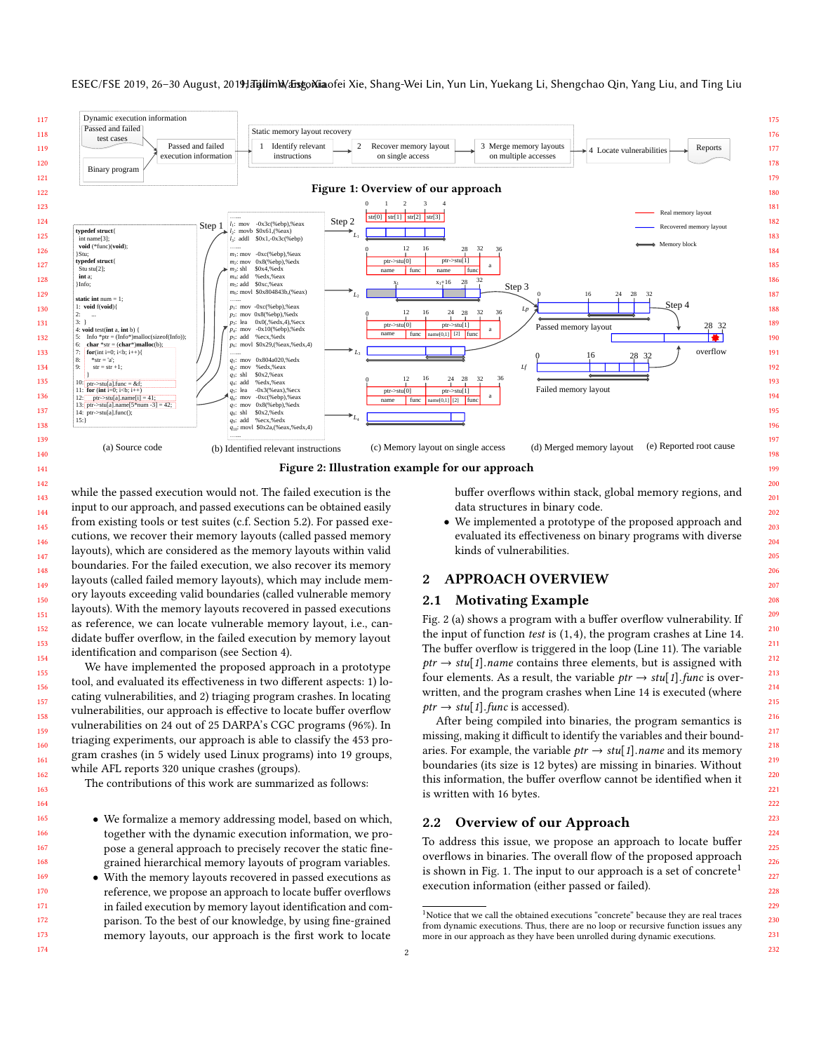Figure 1: Overview of our approach

Figure 2: Illustration example for our approach

while the passed execution would not. The failed execution is the input to our approach, and passed executions can be obtained easily from existing tools or test suites (c.f. Section 5.2). For passed executions, we recover their memory layouts (called passed memory layouts), which are considered as the memory layouts within valid boundaries. For the failed execution, we also recover its memory layouts (called failed memory layouts), which may include memory layouts exceeding valid boundaries (called vulnerable memory layouts). With the memory layouts recovered in passed executions as reference, we can locate vulnerable memory layout, i.e., candidate buffer overflow, in the failed execution by memory layout identification and comparison (see Section 4).

We have implemented the proposed approach in a prototype tool, and evaluated its effectiveness in two different aspects: 1) locating vulnerabilities, and 2) triaging program crashes. In locating vulnerabilities, our approach is effective to locate buffer overflow vulnerabilities on 24 out of 25 DARPA's CGC programs (96%). In triaging experiments, our approach is able to classify the 453 program crashes (in 5 widely used Linux programs) into 19 groups, while AFL reports 320 unique crashes (groups).

The contributions of this work are summarized as follows:

- We formalize a memory addressing model, based on which, together with the dynamic execution information, we propose a general approach to precisely recover the static fine-grained hierarchical memory layouts of program variables.
- With the memory layouts recovered in passed executions as reference, we propose an approach to locate buffer overflows in failed execution by memory layout identification and comparison. To the best of our knowledge, by using fine-grained memory layouts, our approach is the first work to locate buffer overflows within stack, global memory regions, and data structures in binary code.
- We implemented a prototype of the proposed approach and evaluated its effectiveness on binary programs with diverse kinds of vulnerabilities.

## 2 APPROACH OVERVIEW

### 2.1 Motivating Example

Fig. 2 (a) shows a program with a buffer overflow vulnerability. If the input of function *test* is (1,4), the program crashes at Line 14. The buffer overflow is triggered in the loop (Line 11). The variable $ptr \rightarrow stu[1].name$ contains three elements, but is assigned with four elements. As a result, the variable $ptr \rightarrow stu[1].func$ is overwritten, and the program crashes when Line 14 is executed (where $ptr \rightarrow stu[1].func$ is accessed).

After being compiled into binaries, the program semantics is missing, making it difficult to identify the variables and their boundaries. For example, the variable $ptr \rightarrow stu[1].name$ and its memory boundaries (its size is 12 bytes) are missing in binaries. Without this information, the buffer overflow cannot be identified when it is written with 16 bytes.

### 2.2 Overview of our Approach

To address this issue, we propose an approach to locate buffer overflows in binaries. The overall flow of the proposed approach is shown in Fig. 1. The input to our approach is a set of concrete[1] execution information (either passed or failed).

[1]Notice that we call the obtained executions "concrete" because they are real traces from dynamic executions. Thus, there are no loop or recursive function issues any more in our approach as they have been unrolled during dynamic executions.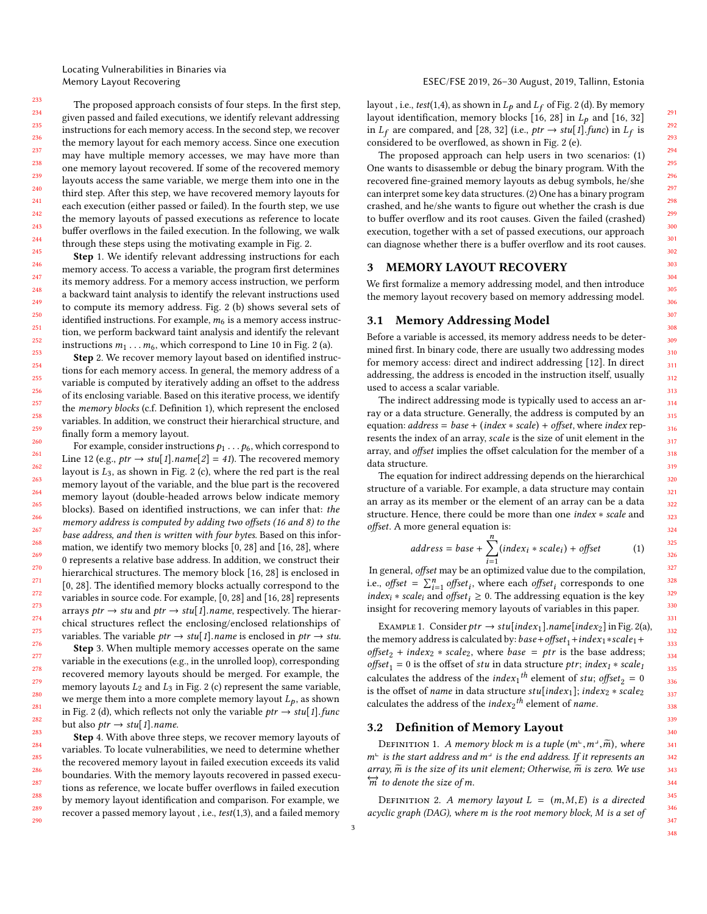The proposed approach consists of four steps. In the first step, given passed and failed executions, we identify relevant addressing instructions for each memory access. In the second step, we recover the memory layout for each memory access. Since one execution may have multiple memory accesses, we may have more than one memory layout recovered. If some of the recovered memory layouts access the same variable, we merge them into one in the third step. After this step, we have recovered memory layouts for each execution (either passed or failed). In the fourth step, we use the memory layouts of passed executions as reference to locate buffer overflows in the failed execution. In the following, we walk through these steps using the motivating example in Fig. 2.

**Step** 1. We identify relevant addressing instructions for each memory access. To access a variable, the program first determines its memory address. For a memory access instruction, we perform a backward taint analysis to identify the relevant instructions used to compute its memory address. Fig. 2 (b) shows several sets of identified instructions. For example, $m_6$ is a memory access instruction, we perform backward taint analysis and identify the relevant instructions $m_1 \ldots m_6$, which correspond to Line 10 in Fig. 2 (a).

**Step** 2. We recover memory layout based on identified instructions for each memory access. In general, the memory address of a variable is computed by iteratively adding an offset to the address of its enclosing variable. Based on this iterative process, we identify the *memory blocks* (c.f. Definition 1), which represent the enclosed variables. In addition, we construct their hierarchical structure, and finally form a memory layout.

For example, consider instructions $p_1 \ldots p_6$, which correspond to Line 12 (e.g., $ptr \rightarrow stu[1].name[2] = 41$). The recovered memory layout is $L_3$, as shown in Fig. 2 (c), where the red part is the real memory layout of the variable, and the blue part is the recovered memory layout (double-headed arrows below indicate memory blocks). Based on identified instructions, we can infer that: *the memory address is computed by adding two offsets (16 and 8) to the base address, and then is written with four bytes*. Based on this information, we identify two memory blocks [0, 28] and [16, 28], where 0 represents a relative base address. In addition, we construct their hierarchical structures. The memory block [16, 28] is enclosed in [0, 28]. The identified memory blocks actually correspond to the variables in source code. For example, [0, 28] and [16, 28] represents arrays $ptr \rightarrow stu$ and $ptr \rightarrow stu[1].name$, respectively. The hierarchical structures reflect the enclosing/enclosed relationships of variables. The variable $ptr \rightarrow stu[1].name$ is enclosed in $ptr \rightarrow stu$.

**Step** 3. When multiple memory accesses operate on the same variable in the executions (e.g., in the unrolled loop), corresponding recovered memory layouts should be merged. For example, the memory layouts $L_2$ and $L_3$ in Fig. 2 (c) represent the same variable, we merge them into a more complete memory layout $L_p$, as shown in Fig. 2 (d), which reflects not only the variable $ptr \rightarrow stu[1].func$ but also $ptr \rightarrow stu[1].name$.

**Step** 4. With above three steps, we recover memory layouts of variables. To locate vulnerabilities, we need to determine whether the recovered memory layout in failed execution exceeds its valid boundaries. With the memory layouts recovered in passed executions as reference, we locate buffer overflows in failed execution by memory layout identification and comparison. For example, we recover a passed memory layout , i.e., *test*(1,3), and a failed memory layout , i.e., *test*(1,4), as shown in $L_p$ and $L_f$ of Fig. 2 (d). By memory layout identification, memory blocks [16, 28] in $L_p$ and [16, 32] in $L_f$ are compared, and [28, 32] (i.e., $ptr \rightarrow stu[1].func$) in $L_f$ is considered to be overflowed, as shown in Fig. 2 (e).

The proposed approach can help users in two scenarios: (1) One wants to disassemble or debug the binary program. With the recovered fine-grained memory layouts as debug symbols, he/she can interpret some key data structures. (2) One has a binary program crashed, and he/she wants to figure out whether the crash is due to buffer overflow and its root causes. Given the failed (crashed) execution, together with a set of passed executions, our approach can diagnose whether there is a buffer overflow and its root causes.

## 3 MEMORY LAYOUT RECOVERY

We first formalize a memory addressing model, and then introduce the memory layout recovery based on memory addressing model.

### 3.1 Memory Addressing Model

Before a variable is accessed, its memory address needs to be determined first. In binary code, there are usually two addressing modes for memory access: direct and indirect addressing [12]. In direct addressing, the address is encoded in the instruction itself, usually used to access a scalar variable.

The indirect addressing mode is typically used to access an array or a data structure. Generally, the address is computed by an equation: $address = base + (index * scale) + offset$, where *index* represents the index of an array, *scale* is the size of unit element in the array, and *offset* implies the offset calculation for the member of a data structure.

The equation for indirect addressing depends on the hierarchical structure of a variable. For example, a data structure may contain an array as its member or the element of an array can be a data structure. Hence, there could be more than one $index * scale$ and *offset*. A more general equation is:

$$address = base + \sum_{i=1}^{n}(index_i * scale_i) + offset \qquad (1)$$

In general, *offset* may be an optimized value due to the compilation, i.e., $offset = \sum_{i=1}^{n} offset_i$, where each $offset_i$ corresponds to one $index_i * scale_i$ and $offset_i \geq 0$. The addressing equation is the key insight for recovering memory layouts of variables in this paper.

Example 1. Consider $ptr \rightarrow stu[index_1].name[index_2]$ in Fig. 2(a), the memory address is calculated by: $base + offset_1 + index_1 * scale_1 + offset_2 + index_2 * scale_2$, where $base = ptr$ is the base address; $offset_1 = 0$ is the offset of *stu* in data structure *ptr*; $index_1 * scale_1$ calculates the address of the ${index_1}^{th}$ element of *stu*; $offset_2 = 0$ is the offset of *name* in data structure $stu[index_1]$; $index_2 * scale_2$ calculates the address of the ${index_2}^{th}$ element of *name*.

### 3.2 Definition of Memory Layout

Definition 1. *A memory block m is a tuple* $(m^{\llcorner}, m^{\lrcorner}, \widetilde{m})$*, where* $m^{\llcorner}$ *is the start address and* $m^{\lrcorner}$ *is the end address. If it represents an array,* $\widetilde{m}$ *is the size of its unit element; Otherwise,* $\widetilde{m}$ *is zero. We use* $\overleftrightarrow{m}$ *to denote the size of m.*

Definition 2. *A memory layout* $L = (m, M, E)$ *is a directed acyclic graph (DAG), where m is the root memory block, M is a set of*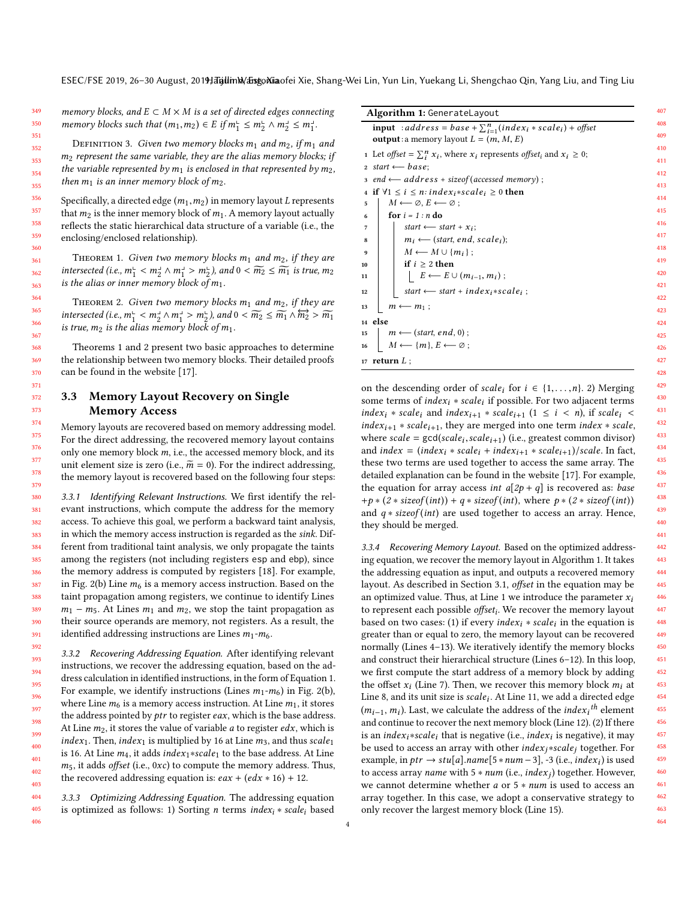memory blocks, and $E \subset M \times M$ is a set of directed edges connecting memory blocks such that $(m_1, m_2) \in E$ if $m_1^{\llcorner} \leq m_2^{\llcorner} \wedge m_2^{\lrcorner} \leq m_1^{\lrcorner}$.

Definition 3. *Given two memory blocks $m_1$ and $m_2$, if $m_1$ and $m_2$ represent the same variable, they are the alias memory blocks; if the variable represented by $m_1$ is enclosed in that represented by $m_2$, then $m_1$ is an inner memory block of $m_2$.*

Specifically, a directed edge $(m_1, m_2)$ in memory layout $L$ represents that $m_2$ is the inner memory block of $m_1$. A memory layout actually reflects the static hierarchical data structure of a variable (i.e., the enclosing/enclosed relationship).

Theorem 1. *Given two memory blocks $m_1$ and $m_2$, if they are intersected (i.e., $m_1^{\llcorner} < m_2^{\lrcorner} \wedge m_1^{\lrcorner} > m_2^{\llcorner}$), and $0 < \widetilde{m_2} \leq \widetilde{m_1}$ is true, $m_2$ is the alias or inner memory block of $m_1$.*

Theorem 2. *Given two memory blocks $m_1$ and $m_2$, if they are intersected (i.e., $m_1^{\llcorner} < m_2^{\lrcorner} \wedge m_1^{\lrcorner} > m_2^{\llcorner}$), and $0 < \widetilde{m_2} \leq \widetilde{m_1} \wedge \overleftrightarrow{m_2} > \widetilde{m_1}$ is true, $m_2$ is the alias memory block of $m_1$.*

Theorems 1 and 2 present two basic approaches to determine the relationship between two memory blocks. Their detailed proofs can be found in the website [17].

### 3.3 Memory Layout Recovery on Single Memory Access

Memory layouts are recovered based on memory addressing model. For the direct addressing, the recovered memory layout contains only one memory block $m$, i.e., the accessed memory block, and its unit element size is zero (i.e., $\widetilde{m} = 0$). For the indirect addressing, the memory layout is recovered based on the following four steps:

*3.3.1 Identifying Relevant Instructions.* We first identify the relevant instructions, which compute the address for the memory access. To achieve this goal, we perform a backward taint analysis, in which the memory access instruction is regarded as the *sink*. Different from traditional taint analysis, we only propagate the taints among the registers (not including registers esp and ebp), since the memory address is computed by registers [18]. For example, in Fig. 2(b) Line $m_6$ is a memory access instruction. Based on the taint propagation among registers, we continue to identify Lines $m_1 - m_5$. At Lines $m_1$ and $m_2$, we stop the taint propagation as their source operands are memory, not registers. As a result, the identified addressing instructions are Lines $m_1$-$m_6$.

*3.3.2 Recovering Addressing Equation.* After identifying relevant instructions, we recover the addressing equation, based on the address calculation in identified instructions, in the form of Equation 1. For example, we identify instructions (Lines $m_1$-$m_6$) in Fig. 2(b), where Line $m_6$ is a memory access instruction. At Line $m_1$, it stores the address pointed by *ptr* to register *eax*, which is the base address. At Line $m_2$, it stores the value of variable *a* to register *edx*, which is $index_1$. Then, $index_1$ is multiplied by 16 at Line $m_3$, and thus $scale_1$ is 16. At Line $m_4$, it adds $index_1{*}scale_1$ to the base address. At Line $m_5$, it adds *offset* (i.e., 0*xc*) to compute the memory address. Thus, the recovered addressing equation is: $eax + (edx * 16) + 12$.

*3.3.3 Optimizing Addressing Equation.* The addressing equation is optimized as follows: 1) Sorting $n$ terms $index_i * scale_i$ based on the descending order of $scale_i$ for $i \in \{1, \ldots, n\}$. 2) Merging some terms of $index_i * scale_i$ if possible. For two adjacent terms $index_i * scale_i$ and $index_{i+1} * scale_{i+1}$ $(1 \leq i < n)$, if $scale_i < index_{i+1} * scale_{i+1}$, they are merged into one term $index * scale$, where $scale = \gcd(scale_i, scale_{i+1})$ (i.e., greatest common divisor) and $index = (index_i * scale_i + index_{i+1} * scale_{i+1})/scale$. In fact, these two terms are used together to access the same array. The detailed explanation can be found in the website [17]. For example, the equation for array access *int* $a[2p+q]$ is recovered as: $base + p * (2 * sizeof(int)) + q * sizeof(int)$, where $p * (2 * sizeof(int))$ and $q * sizeof(int)$ are used together to access an array. Hence, they should be merged.

**Algorithm 1:** GenerateLayout

```
input  : address = base + Σ_{i=1}^{n}(index_i * scale_i) + offset
output : a memory layout L = (m, M, E)
1  Let offset = Σ_i^n x_i, where x_i represents offset_i and x_i ≥ 0;
2  start ⟵ base;
3  end ⟵ address + sizeof(accessed memory);
4  if ∀1 ≤ i ≤ n: index_i*scale_i ≥ 0 then
5      M ⟵ ∅, E ⟵ ∅;
6      for i = 1 : n do
7          start ⟵ start + x_i;
8          m_i ⟵ (start, end, scale_i);
9          M ⟵ M ∪ {m_i};
10         if i ≥ 2 then
11             E ⟵ E ∪ (m_{i-1}, m_i);
12         start ⟵ start + index_i*scale_i;
13     m ⟵ m_1;
14 else
15     m ⟵ (start, end, 0);
16     M ⟵ {m}, E ⟵ ∅;
17 return L;
```

*3.3.4 Recovering Memory Layout.* Based on the optimized addressing equation, we recover the memory layout in Algorithm 1. It takes the addressing equation as input, and outputs a recovered memory layout. As described in Section 3.1, *offset* in the equation may be an optimized value. Thus, at Line 1 we introduce the parameter $x_i$ to represent each possible $offset_i$. We recover the memory layout based on two cases: (1) if every $index_i * scale_i$ in the equation is greater than or equal to zero, the memory layout can be recovered normally (Lines 4–13). We iteratively identify the memory blocks and construct their hierarchical structure (Lines 6–12). In this loop, we first compute the start address of a memory block by adding the offset $x_i$ (Line 7). Then, we recover this memory block $m_i$ at Line 8, and its unit size is $scale_i$. At Line 11, we add a directed edge $(m_{i-1}, m_i)$. Last, we calculate the address of the $index_i{}^{th}$ element and continue to recover the next memory block (Line 12). (2) If there is an $index_i{*}scale_i$ that is negative (i.e., $index_i$ is negative), it may be used to access an array with other $index_j{*}scale_j$ together. For example, in $ptr \rightarrow stu[a].name[5 * num - 3]$, -3 (i.e., $index_i$) is used to access array *name* with $5 * num$ (i.e., $index_j$) together. However, we cannot determine whether *a* or $5 * num$ is used to access an array together. In this case, we adopt a conservative strategy to only recover the largest memory block (Line 15).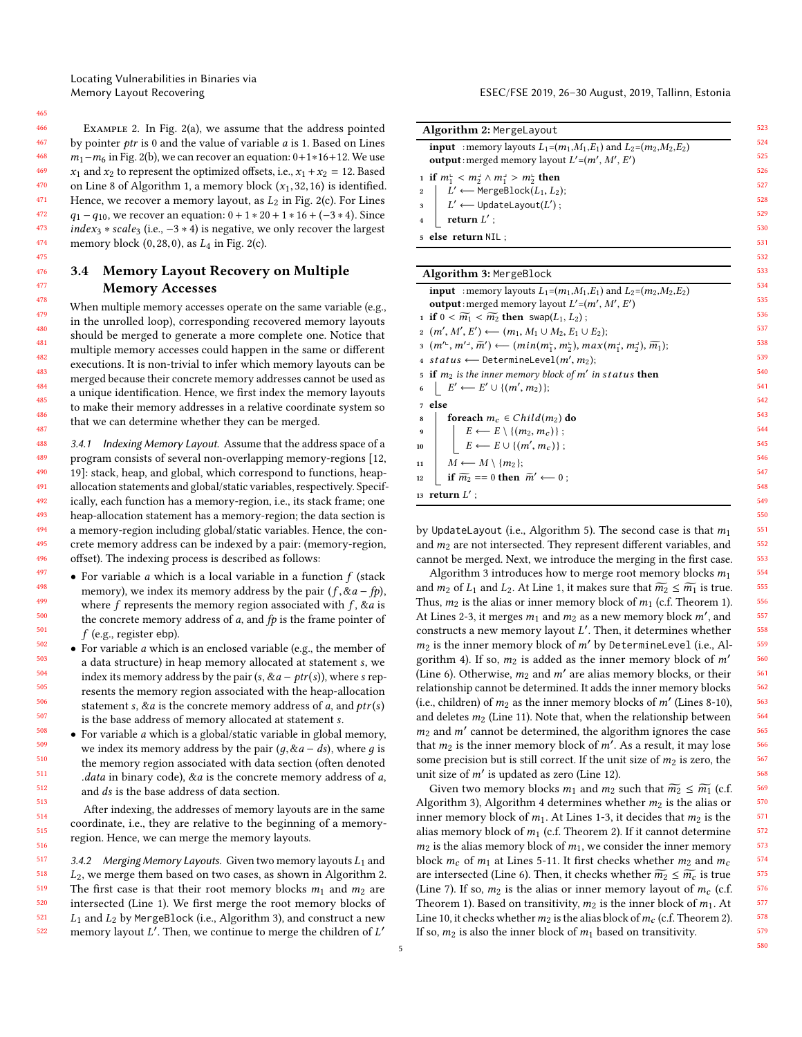Example 2. In Fig. 2(a), we assume that the address pointed by pointer $ptr$ is 0 and the value of variable $a$ is 1. Based on Lines $m_1$−$m_6$ in Fig. 2(b), we can recover an equation: $0+1*16+12$. We use $x_1$ and $x_2$ to represent the optimized offsets, i.e., $x_1 + x_2 = 12$. Based on Line 8 of Algorithm 1, a memory block $(x_1, 32, 16)$ is identified. Hence, we recover a memory layout, as $L_2$ in Fig. 2(c). For Lines $q_1 - q_{10}$, we recover an equation: $0 + 1 * 20 + 1 * 16 + (-3 * 4)$. Since $index_3 * scale_3$ (i.e., $-3 * 4$) is negative, we only recover the largest memory block $(0, 28, 0)$, as $L_4$ in Fig. 2(c).

### 3.4 Memory Layout Recovery on Multiple Memory Accesses

When multiple memory accesses operate on the same variable (e.g., in the unrolled loop), corresponding recovered memory layouts should be merged to generate a more complete one. Notice that multiple memory accesses could happen in the same or different executions. It is non-trivial to infer which memory layouts can be merged because their concrete memory addresses cannot be used as a unique identification. Hence, we first index the memory layouts to make their memory addresses in a relative coordinate system so that we can determine whether they can be merged.

*3.4.1 Indexing Memory Layout.* Assume that the address space of a program consists of several non-overlapping memory-regions [12, 19]: stack, heap, and global, which correspond to functions, heap-allocation statements and global/static variables, respectively. Specifically, each function has a memory-region, i.e., its stack frame; one heap-allocation statement has a memory-region; the data section is a memory-region including global/static variables. Hence, the concrete memory address can be indexed by a pair: (memory-region, offset). The indexing process is described as follows:

- For variable $a$ which is a local variable in a function $f$ (stack memory), we index its memory address by the pair $(f, \&a - fp)$, where $f$ represents the memory region associated with $f$, $\&a$ is the concrete memory address of $a$, and $fp$ is the frame pointer of $f$ (e.g., register ebp).
- For variable $a$ which is an enclosed variable (e.g., the member of a data structure) in heap memory allocated at statement $s$, we index its memory address by the pair $(s, \&a - ptr(s))$, where $s$ represents the memory region associated with the heap-allocation statement $s$, $\&a$ is the concrete memory address of $a$, and $ptr(s)$ is the base address of memory allocated at statement $s$.
- For variable $a$ which is a global/static variable in global memory, we index its memory address by the pair $(g, \&a - ds)$, where $g$ is the memory region associated with data section (often denoted *.data* in binary code), $\&a$ is the concrete memory address of $a$, and $ds$ is the base address of data section.

After indexing, the addresses of memory layouts are in the same coordinate, i.e., they are relative to the beginning of a memory-region. Hence, we can merge the memory layouts.

*3.4.2 Merging Memory Layouts.* Given two memory layouts $L_1$ and $L_2$, we merge them based on two cases, as shown in Algorithm 2. The first case is that their root memory blocks $m_1$ and $m_2$ are intersected (Line 1). We first merge the root memory blocks of $L_1$ and $L_2$ by MergeBlock (i.e., Algorithm 3), and construct a new memory layout $L'$. Then, we continue to merge the children of $L'$ by UpdateLayout (i.e., Algorithm 5). The second case is that $m_1$ and $m_2$ are not intersected. They represent different variables, and cannot be merged. Next, we introduce the merging in the first case.

**Algorithm 2:** MergeLayout

```
input  : memory layouts L1=(m1,M1,E1) and L2=(m2,M2,E2)
output : merged memory layout L'=(m', M', E')
1 if m1^⊢ < m2^⊣ ∧ m1^⊣ > m2^⊢ then
2     L' ⟵ MergeBlock(L1, L2);
3     L' ⟵ UpdateLayout(L');
4     return L';
5 else return NIL;
```

**Algorithm 3:** MergeBlock

```
input  : memory layouts L1=(m1,M1,E1) and L2=(m2,M2,E2)
output : merged memory layout L'=(m', M', E')
1  if 0 < m̃1 < m̃2 then swap(L1, L2);
2  (m', M', E') ⟵ (m1, M1 ∪ M2, E1 ∪ E2);
3  (m'^⊢, m'^⊣, m̃') ⟵ (min(m1^⊢, m2^⊢), max(m1^⊣, m2^⊣), m̃1);
4  status ⟵ DetermineLevel(m', m2);
5  if m2 is the inner memory block of m' in status then
6      E' ⟵ E' ∪ {(m', m2)};
7  else
8      foreach mc ∈ Child(m2) do
9          E ⟵ E \ {(m2, mc)};
10         E ⟵ E ∪ {(m', mc)};
11     M ⟵ M \ {m2};
12     if m̃2 == 0 then m̃' ⟵ 0;
13 return L';
```

Algorithm 3 introduces how to merge root memory blocks $m_1$ and $m_2$ of $L_1$ and $L_2$. At Line 1, it makes sure that $\widetilde{m_2} \leq \widetilde{m_1}$ is true. Thus, $m_2$ is the alias or inner memory block of $m_1$ (c.f. Theorem 1). At Lines 2-3, it merges $m_1$ and $m_2$ as a new memory block $m'$, and constructs a new memory layout $L'$. Then, it determines whether $m_2$ is the inner memory block of $m'$ by DetermineLevel (i.e., Algorithm 4). If so, $m_2$ is added as the inner memory block of $m'$ (Line 6). Otherwise, $m_2$ and $m'$ are alias memory blocks, or their relationship cannot be determined. It adds the inner memory blocks (i.e., children) of $m_2$ as the inner memory blocks of $m'$ (Lines 8-10), and deletes $m_2$ (Line 11). Note that, when the relationship between $m_2$ and $m'$ cannot be determined, the algorithm ignores the case that $m_2$ is the inner memory block of $m'$. As a result, it may lose some precision but is still correct. If the unit size of $m_2$ is zero, the unit size of $m'$ is updated as zero (Line 12).

Given two memory blocks $m_1$ and $m_2$ such that $\widetilde{m_2} \leq \widetilde{m_1}$ (c.f. Algorithm 3), Algorithm 4 determines whether $m_2$ is the alias or inner memory block of $m_1$. At Lines 1-3, it decides that $m_2$ is the alias memory block of $m_1$ (c.f. Theorem 2). If it cannot determine $m_2$ is the alias memory block of $m_1$, we consider the inner memory block $m_c$ of $m_1$ at Lines 5-11. It first checks whether $m_2$ and $m_c$ are intersected (Line 6). Then, it checks whether $\widetilde{m_2} \leq \widetilde{m_c}$ is true (Line 7). If so, $m_2$ is the alias or inner memory layout of $m_c$ (c.f. Theorem 1). Based on transitivity, $m_2$ is the inner block of $m_1$. At Line 10, it checks whether $m_2$ is the alias block of $m_c$ (c.f. Theorem 2). If so, $m_2$ is also the inner block of $m_1$ based on transitivity.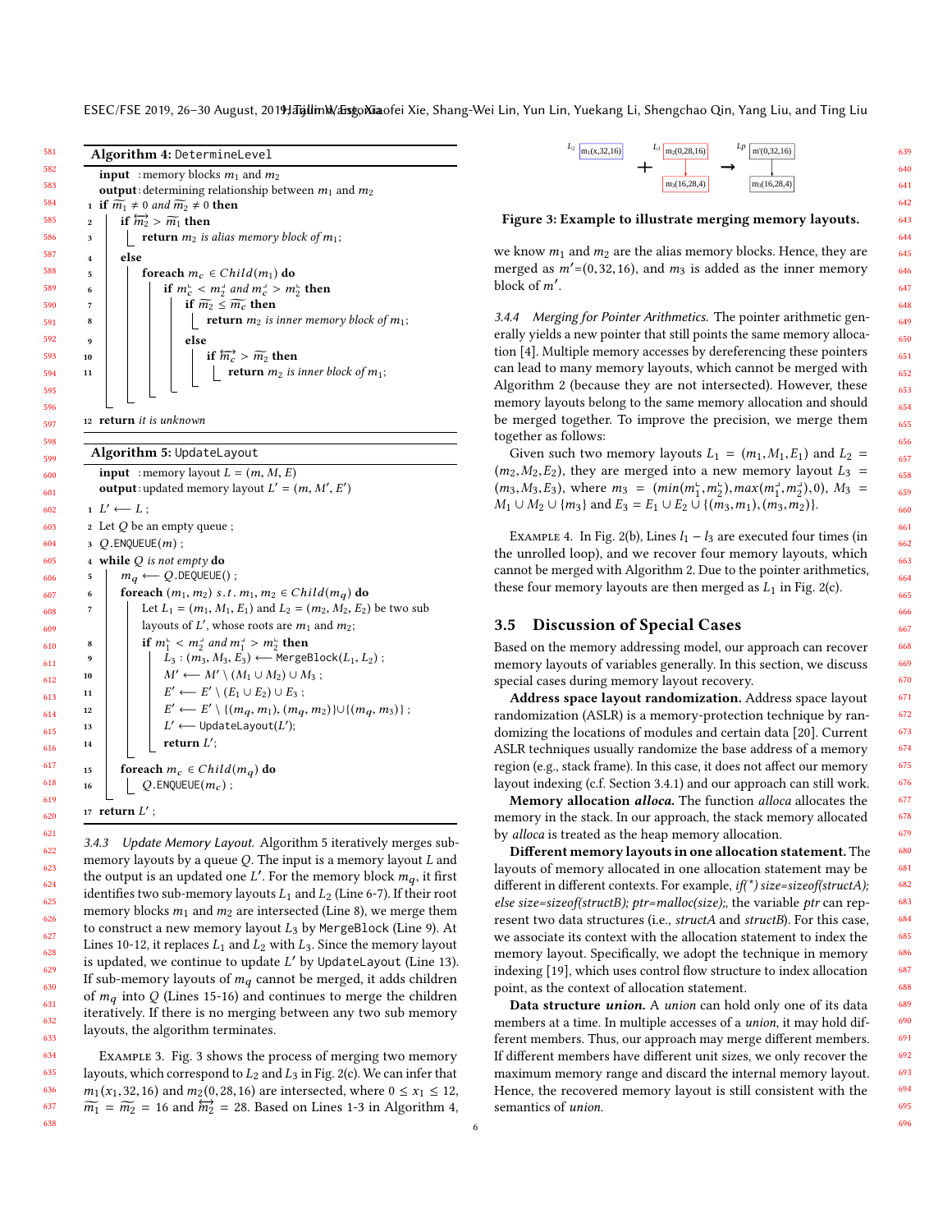**Algorithm 4:** DetermineLevel

```
input : memory blocks m1 and m2
output: determining relationship between m1 and m2
1  if m̃1 ≠ 0 and m̃2 ≠ 0 then
2      if m̃2^↔ > m̃1 then
3          return m2 is alias memory block of m1;
4      else
5          foreach mc ∈ Child(m1) do
6              if mc^⊢ < m2^⊣ and mc^⊣ > m2^⊢ then
7                  if m̃2 ≤ m̃c then
8                      return m2 is inner memory block of m1;
9                  else
10                     if m̃c^↔ > m̃2 then
11                         return m2 is inner block of m1;
12 return it is unknown
```

**Algorithm 5:** UpdateLayout

```
input : memory layout L = (m, M, E)
output: updated memory layout L' = (m, M', E')
1  L' ⟵ L ;
2  Let Q be an empty queue ;
3  Q.ENQUEUE(m) ;
4  while Q is not empty do
5      mq ⟵ Q.DEQUEUE() ;
6      foreach (m1, m2) s.t. m1, m2 ∈ Child(mq) do
7          Let L1 = (m1, M1, E1) and L2 = (m2, M2, E2) be two sub
           layouts of L', whose roots are m1 and m2;
8          if m1^⊢ < m2^⊣ and m1^⊣ > m2^⊢ then
9              L3 : (m3, M3, E3) ⟵ MergeBlock(L1, L2) ;
10             M' ⟵ M' \ (M1 ∪ M2) ∪ M3 ;
11             E' ⟵ E' \ (E1 ∪ E2) ∪ E3 ;
12             E' ⟵ E' \ {(mq, m1), (mq, m2)} ∪ {(mq, m3)} ;
13             L' ⟵ UpdateLayout(L');
14             return L';
15     foreach mc ∈ Child(mq) do
16         Q.ENQUEUE(mc) ;
17 return L' ;
```

*3.4.3 Update Memory Layout.* Algorithm 5 iteratively merges sub-memory layouts by a queue $Q$. The input is a memory layout $L$ and the output is an updated one $L'$. For the memory block $m_q$, it first identifies two sub-memory layouts $L_1$ and $L_2$ (Line 6-7). If their root memory blocks $m_1$ and $m_2$ are intersected (Line 8), we merge them to construct a new memory layout $L_3$ by MergeBlock (Line 9). At Lines 10-12, it replaces $L_1$ and $L_2$ with $L_3$. Since the memory layout is updated, we continue to update $L'$ by UpdateLayout (Line 13). If sub-memory layouts of $m_q$ cannot be merged, it adds children of $m_q$ into $Q$ (Lines 15-16) and continues to merge the children iteratively. If there is no merging between any two sub memory layouts, the algorithm terminates.

Example 3. Fig. 3 shows the process of merging two memory layouts, which correspond to $L_2$ and $L_3$ in Fig. 2(c). We can infer that $m_1(x_1, 32, 16)$ and $m_2(0, 28, 16)$ are intersected, where $0 \leq x_1 \leq 12$, $\widetilde{m_1} = \widetilde{m_2} = 16$ and $\overleftrightarrow{m_2} = 28$. Based on Lines 1-3 in Algorithm 4, we know $m_1$ and $m_2$ are the alias memory blocks. Hence, they are merged as $m'$=(0, 32, 16), and $m_3$ is added as the inner memory block of $m'$.

$L_2$: $m_1$(x,32,16) + $L_3$: $m_2$(0,28,16) → $m_3$(16,28,4) → $L_p$: m'(0,32,16) → $m_3$(16,28,4)

Figure 3: Example to illustrate merging memory layouts.

*3.4.4 Merging for Pointer Arithmetics.* The pointer arithmetic generally yields a new pointer that still points the same memory allocation [4]. Multiple memory accesses by dereferencing these pointers can lead to many memory layouts, which cannot be merged with Algorithm 2 (because they are not intersected). However, these memory layouts belong to the same memory allocation and should be merged together. To improve the precision, we merge them together as follows:

Given such two memory layouts $L_1 = (m_1, M_1, E_1)$ and $L_2 = (m_2, M_2, E_2)$, they are merged into a new memory layout $L_3 = (m_3, M_3, E_3)$, where $m_3 = (min(m_1^{\vdash}, m_2^{\vdash}), max(m_1^{\dashv}, m_2^{\dashv}), 0)$, $M_3 = M_1 \cup M_2 \cup \{m_3\}$ and $E_3 = E_1 \cup E_2 \cup \{(m_3, m_1), (m_3, m_2)\}$.

Example 4. In Fig. 2(b), Lines $l_1 - l_3$ are executed four times (in the unrolled loop), and we recover four memory layouts, which cannot be merged with Algorithm 2. Due to the pointer arithmetics, these four memory layouts are then merged as $L_1$ in Fig. 2(c).

## 3.5 Discussion of Special Cases

Based on the memory addressing model, our approach can recover memory layouts of variables generally. In this section, we discuss special cases during memory layout recovery.

**Address space layout randomization.** Address space layout randomization (ASLR) is a memory-protection technique by randomizing the locations of modules and certain data [20]. Current ASLR techniques usually randomize the base address of a memory region (e.g., stack frame). In this case, it does not affect our memory layout indexing (c.f. Section 3.4.1) and our approach can still work.

**Memory allocation *alloca*.** The function *alloca* allocates the memory in the stack. In our approach, the stack memory allocated by *alloca* is treated as the heap memory allocation.

**Different memory layouts in one allocation statement.** The layouts of memory allocated in one allocation statement may be different in different contexts. For example, *if(\*) size=sizeof(structA); else size=sizeof(structB); ptr=malloc(size);*, the variable *ptr* can represent two data structures (i.e., *structA* and *structB*). For this case, we associate its context with the allocation statement to index the memory layout. Specifically, we adopt the technique in memory indexing [19], which uses control flow structure to index allocation point, as the context of allocation statement.

**Data structure *union*.** A *union* can hold only one of its data members at a time. In multiple accesses of a *union*, it may hold different members. Thus, our approach may merge different members. If different members have different unit sizes, we only recover the maximum memory range and discard the internal memory layout. Hence, the recovered memory layout is still consistent with the semantics of *union*.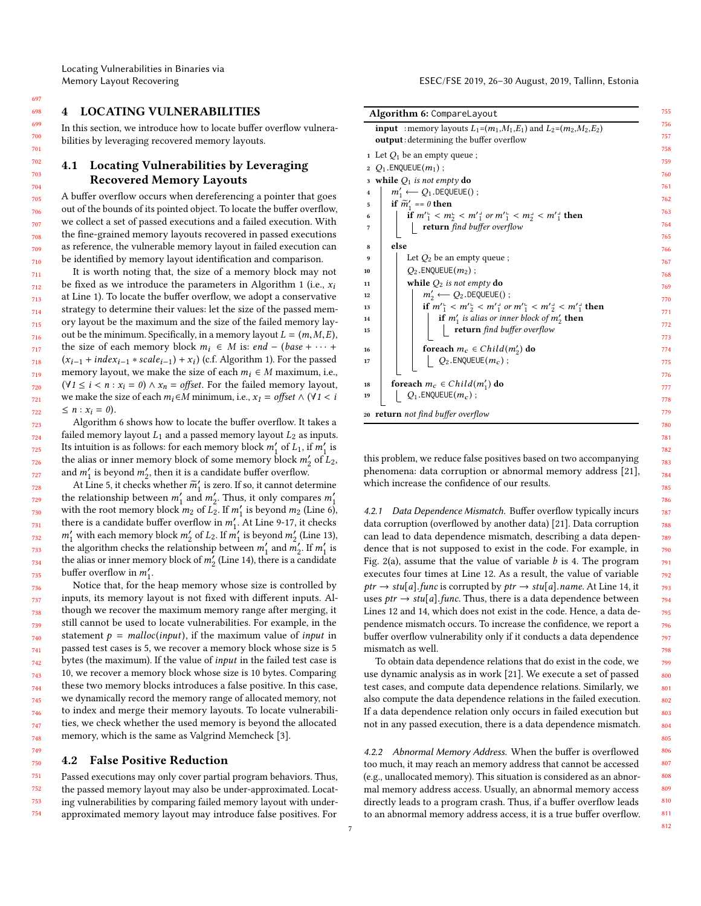## 4 LOCATING VULNERABILITIES

In this section, we introduce how to locate buffer overflow vulnerabilities by leveraging recovered memory layouts.

### 4.1 Locating Vulnerabilities by Leveraging Recovered Memory Layouts

A buffer overflow occurs when dereferencing a pointer that goes out of the bounds of its pointed object. To locate the buffer overflow, we collect a set of passed executions and a failed execution. With the fine-grained memory layouts recovered in passed executions as reference, the vulnerable memory layout in failed execution can be identified by memory layout identification and comparison.

It is worth noting that, the size of a memory block may not be fixed as we introduce the parameters in Algorithm 1 (i.e., $x_i$ at Line 1). To locate the buffer overflow, we adopt a conservative strategy to determine their values: let the size of the passed memory layout be the maximum and the size of the failed memory layout be the minimum. Specifically, in a memory layout $L = (m, M, E)$, the size of each memory block $m_i \in M$ is: $end - (base + \cdots + (x_{i-1} + index_{i-1} * scale_{i-1}) + x_i)$ (c.f. Algorithm 1). For the passed memory layout, we make the size of each $m_i \in M$ maximum, i.e., $(\forall 1 \le i < n : x_i = 0) \wedge x_n = offset$. For the failed memory layout, we make the size of each $m_i \in M$ minimum, i.e., $x_1 = offset \wedge (\forall 1 < i \le n : x_i = 0)$.

Algorithm 6 shows how to locate the buffer overflow. It takes a failed memory layout $L_1$ and a passed memory layout $L_2$ as inputs. Its intuition is as follows: for each memory block $m'_1$ of $L_1$, if $m'_1$ is the alias or inner memory block of some memory block $m'_2$ of $L_2$, and $m'_1$ is beyond $m'_2$, then it is a candidate buffer overflow.

At Line 5, it checks whether $\widetilde{m}'_1$ is zero. If so, it cannot determine the relationship between $m'_1$ and $m'_2$. Thus, it only compares $m'_1$ with the root memory block $m_2$ of $L_2$. If $m'_1$ is beyond $m_2$ (Line 6), there is a candidate buffer overflow in $m'_1$. At Line 9-17, it checks $m'_1$ with each memory block $m'_2$ of $L_2$. If $m'_1$ is beyond $m'_2$ (Line 13), the algorithm checks the relationship between $m'_1$ and $m'_2$. If $m'_1$ is the alias or inner memory block of $m'_2$ (Line 14), there is a candidate buffer overflow in $m'_1$.

Notice that, for the heap memory whose size is controlled by inputs, its memory layout is not fixed with different inputs. Although we recover the maximum memory range after merging, it still cannot be used to locate vulnerabilities. For example, in the statement $p = malloc(input)$, if the maximum value of $input$ in passed test cases is 5, we recover a memory block whose size is 5 bytes (the maximum). If the value of $input$ in the failed test case is 10, we recover a memory block whose size is 10 bytes. Comparing these two memory blocks introduces a false positive. In this case, we dynamically record the memory range of allocated memory, not to index and merge their memory layouts. To locate vulnerabilities, we check whether the used memory is beyond the allocated memory, which is the same as Valgrind Memcheck [3].

**Algorithm 6:** CompareLayout

```
input  : memory layouts L1=(m1,M1,E1) and L2=(m2,M2,E2)
output : determining the buffer overflow
1  Let Q1 be an empty queue ;
2  Q1.ENQUEUE(m1) ;
3  while Q1 is not empty do
4      m'1 ⟵ Q1.DEQUEUE() ;
5      if m̃'1 == 0 then
6          if m'1^⊢ < m2^⊢ < m'1^⊣ or m'1^⊢ < m2^⊣ < m'1^⊣ then
7              return find buffer overflow
8      else
9          Let Q2 be an empty queue ;
10         Q2.ENQUEUE(m2) ;
11         while Q2 is not empty do
12             m'2 ⟵ Q2.DEQUEUE() ;
13             if m'1^⊢ < m'2^⊢ < m'1^⊣ or m'1^⊢ < m'2^⊣ < m'1^⊣ then
14                 if m'1 is alias or inner block of m'2 then
15                     return find buffer overflow
16             foreach mc ∈ Child(m'2) do
17                 Q2.ENQUEUE(mc) ;
18     foreach mc ∈ Child(m'1) do
19         Q1.ENQUEUE(mc) ;
20 return not find buffer overflow
```

### 4.2 False Positive Reduction

Passed executions may only cover partial program behaviors. Thus, the passed memory layout may also be under-approximated. Locating vulnerabilities by comparing failed memory layout with under-approximated memory layout may introduce false positives. For this problem, we reduce false positives based on two accompanying phenomena: data corruption or abnormal memory address [21], which increase the confidence of our results.

#### 4.2.1 Data Dependence Mismatch.

Buffer overflow typically incurs data corruption (overflowed by another data) [21]. Data corruption can lead to data dependence mismatch, describing a data dependence that is not supposed to exist in the code. For example, in Fig. 2(a), assume that the value of variable $b$ is 4. The program executes four times at Line 12. As a result, the value of variable $ptr \rightarrow stu[a].func$ is corrupted by $ptr \rightarrow stu[a].name$. At Line 14, it uses $ptr \rightarrow stu[a].func$. Thus, there is a data dependence between Lines 12 and 14, which does not exist in the code. Hence, a data dependence mismatch occurs. To increase the confidence, we report a buffer overflow vulnerability only if it conducts a data dependence mismatch as well.

To obtain data dependence relations that do exist in the code, we use dynamic analysis as in work [21]. We execute a set of passed test cases, and compute data dependence relations. Similarly, we also compute the data dependence relations in the failed execution. If a data dependence relation only occurs in failed execution but not in any passed execution, there is a data dependence mismatch.

#### 4.2.2 Abnormal Memory Address.

When the buffer is overflowed too much, it may reach an memory address that cannot be accessed (e.g., unallocated memory). This situation is considered as an abnormal memory address access. Usually, an abnormal memory access directly leads to a program crash. Thus, if a buffer overflow leads to an abnormal memory address access, it is a true buffer overflow.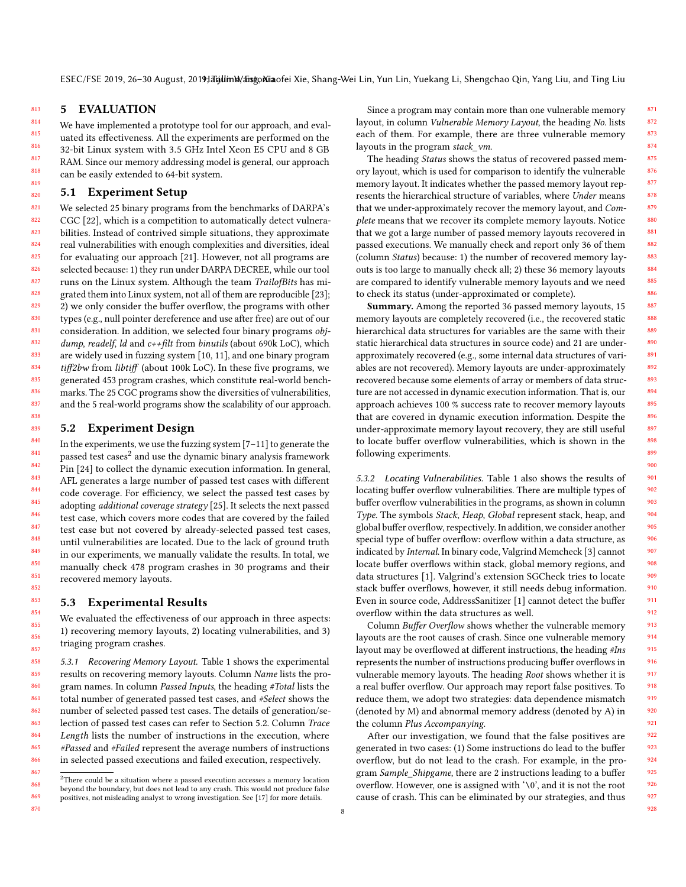## 5 EVALUATION

We have implemented a prototype tool for our approach, and evaluated its effectiveness. All the experiments are performed on the 32-bit Linux system with 3.5 GHz Intel Xeon E5 CPU and 8 GB RAM. Since our memory addressing model is general, our approach can be easily extended to 64-bit system.

### 5.1 Experiment Setup

We selected 25 binary programs from the benchmarks of DARPA's CGC [22], which is a competition to automatically detect vulnerabilities. Instead of contrived simple situations, they approximate real vulnerabilities with enough complexities and diversities, ideal for evaluating our approach [21]. However, not all programs are selected because: 1) they run under DARPA DECREE, while our tool runs on the Linux system. Although the team *TrailofBits* has migrated them into Linux system, not all of them are reproducible [23]; 2) we only consider the buffer overflow, the programs with other types (e.g., null pointer dereference and use after free) are out of our consideration. In addition, we selected four binary programs *objdump*, *readelf*, *ld* and *c++filt* from *binutils* (about 690k LoC), which are widely used in fuzzing system [10, 11], and one binary program *tiff2bw* from *libtiff* (about 100k LoC). In these five programs, we generated 453 program crashes, which constitute real-world benchmarks. The 25 CGC programs show the diversities of vulnerabilities, and the 5 real-world programs show the scalability of our approach.

### 5.2 Experiment Design

In the experiments, we use the fuzzing system [7–11] to generate the passed test cases[2] and use the dynamic binary analysis framework Pin [24] to collect the dynamic execution information. In general, AFL generates a large number of passed test cases with different code coverage. For efficiency, we select the passed test cases by adopting *additional coverage strategy* [25]. It selects the next passed test case, which covers more codes that are covered by the failed test case but not covered by already-selected passed test cases, until vulnerabilities are located. Due to the lack of ground truth in our experiments, we manually validate the results. In total, we manually check 478 program crashes in 30 programs and their recovered memory layouts.

### 5.3 Experimental Results

We evaluated the effectiveness of our approach in three aspects: 1) recovering memory layouts, 2) locating vulnerabilities, and 3) triaging program crashes.

*5.3.1 Recovering Memory Layout.* Table 1 shows the experimental results on recovering memory layouts. Column *Name* lists the program names. In column *Passed Inputs*, the heading *#Total* lists the total number of generated passed test cases, and *#Select* shows the number of selected passed test cases. The details of generation/selection of passed test cases can refer to Section 5.2. Column *Trace Length* lists the number of instructions in the execution, where *#Passed* and *#Failed* represent the average numbers of instructions in selected passed executions and failed execution, respectively.

[2] There could be a situation where a passed execution accesses a memory location beyond the boundary, but does not lead to any crash. This would not produce false positives, not misleading analyst to wrong investigation. See [17] for more details.

Since a program may contain more than one vulnerable memory layout, in column *Vulnerable Memory Layout*, the heading *No.* lists each of them. For example, there are three vulnerable memory layouts in the program *stack_vm*.

The heading *Status* shows the status of recovered passed memory layout, which is used for comparison to identify the vulnerable memory layout. It indicates whether the passed memory layout represents the hierarchical structure of variables, where *Under* means that we under-approximately recover the memory layout, and *Complete* means that we recover its complete memory layouts. Notice that we got a large number of passed memory layouts recovered in passed executions. We manually check and report only 36 of them (column *Status*) because: 1) the number of recovered memory layouts is too large to manually check all; 2) these 36 memory layouts are compared to identify vulnerable memory layouts and we need to check its status (under-approximated or complete).

**Summary.** Among the reported 36 passed memory layouts, 15 memory layouts are completely recovered (i.e., the recovered static hierarchical data structures for variables are the same with their static hierarchical data structures in source code) and 21 are under-approximately recovered (e.g., some internal data structures of variables are not recovered). Memory layouts are under-approximately recovered because some elements of array or members of data structure are not accessed in dynamic execution information. That is, our approach achieves 100 % success rate to recover memory layouts that are covered in dynamic execution information. Despite the under-approximate memory layout recovery, they are still useful to locate buffer overflow vulnerabilities, which is shown in the following experiments.

*5.3.2 Locating Vulnerabilities.* Table 1 also shows the results of locating buffer overflow vulnerabilities. There are multiple types of buffer overflow vulnerabilities in the programs, as shown in column *Type*. The symbols *Stack*, *Heap*, *Global* represent stack, heap, and global buffer overflow, respectively. In addition, we consider another special type of buffer overflow: overflow within a data structure, as indicated by *Internal*. In binary code, Valgrind Memcheck [3] cannot locate buffer overflows within stack, global memory regions, and data structures [1]. Valgrind's extension SGCheck tries to locate stack buffer overflows, however, it still needs debug information. Even in source code, AddressSanitizer [1] cannot detect the buffer overflow within the data structures as well.

Column *Buffer Overflow* shows whether the vulnerable memory layouts are the root causes of crash. Since one vulnerable memory layout may be overflowed at different instructions, the heading *#Ins* represents the number of instructions producing buffer overflows in vulnerable memory layouts. The heading *Root* shows whether it is a real buffer overflow. Our approach may report false positives. To reduce them, we adopt two strategies: data dependence mismatch (denoted by M) and abnormal memory address (denoted by A) in the column *Plus Accompanying*.

After our investigation, we found that the false positives are generated in two cases: (1) Some instructions do lead to the buffer overflow, but do not lead to the crash. For example, in the program *Sample_Shipgame*, there are 2 instructions leading to a buffer overflow. However, one is assigned with '\0', and it is not the root cause of crash. This can be eliminated by our strategies, and thus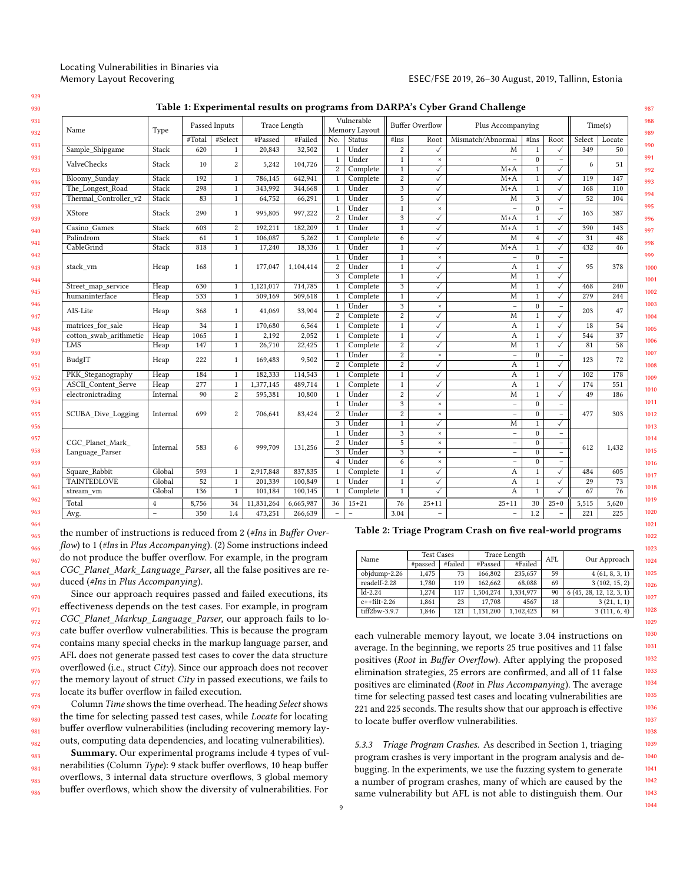**Table 1: Experimental results on programs from DARPA's Cyber Grand Challenge**

| Name | Type | Passed Inputs | | Trace Length | | Vulnerable Memory Layout | | Buffer Overflow | | Plus Accompanying | | | Time(s) | |
|---|---|---|---|---|---|---|---|---|---|---|---|---|---|---|
| | | #Total | #Select | #Passed | #Failed | No. | Status | #Ins | Root | Mismatch/Abnormal | #Ins | Root | Select | Locate |
| Sample_Shipgame | Stack | 620 | 1 | 20,843 | 32,502 | 1 | Under | 2 | ✓ | M | 1 | ✓ | 349 | 50 |
| ValveChecks | Stack | 10 | 2 | 5,242 | 104,726 | 1 | Under | 1 | × | – | 0 | – | 6 | 51 |
| | | | | | | 2 | Complete | 1 | ✓ | M+A | 1 | ✓ | | |
| Bloomy_Sunday | Stack | 192 | 1 | 786,145 | 642,941 | 1 | Complete | 2 | ✓ | M+A | 1 | ✓ | 119 | 147 |
| The_Longest_Road | Stack | 298 | 1 | 343,992 | 344,668 | 1 | Under | 3 | ✓ | M+A | 1 | ✓ | 168 | 110 |
| Thermal_Controller_v2 | Stack | 83 | 1 | 64,752 | 66,291 | 1 | Under | 5 | ✓ | M | 3 | ✓ | 52 | 104 |
| XStore | Stack | 290 | 1 | 995,805 | 997,222 | 1 | Under | 1 | × | – | 0 | – | 163 | 387 |
| | | | | | | 2 | Under | 3 | ✓ | M+A | 1 | ✓ | | |
| Casino_Games | Stack | 603 | 2 | 192,211 | 182,209 | 1 | Under | 1 | ✓ | M+A | 1 | ✓ | 390 | 143 |
| Palindrom | Stack | 61 | 1 | 106,087 | 5,262 | 1 | Complete | 6 | ✓ | M | 4 | ✓ | 31 | 48 |
| CableGrind | Stack | 818 | 1 | 17,240 | 18,336 | 1 | Under | 1 | ✓ | M+A | 1 | ✓ | 432 | 46 |
| stack_vm | Heap | 168 | 1 | 177,047 | 1,104,414 | 1 | Under | 1 | × | – | 0 | – | 95 | 378 |
| | | | | | | 2 | Under | 1 | ✓ | A | 1 | ✓ | | |
| | | | | | | 3 | Complete | 1 | ✓ | M | 1 | ✓ | | |
| Street_map_service | Heap | 630 | 1 | 1,121,017 | 714,785 | 1 | Complete | 3 | ✓ | M | 1 | ✓ | 468 | 240 |
| humaninterface | Heap | 533 | 1 | 509,169 | 509,618 | 1 | Complete | 1 | ✓ | M | 1 | ✓ | 279 | 244 |
| AIS-Lite | Heap | 368 | 1 | 41,069 | 33,904 | 1 | Under | 3 | × | – | 0 | – | 203 | 47 |
| | | | | | | 2 | Complete | 2 | ✓ | M | 1 | ✓ | | |
| matrices_for_sale | Heap | 34 | 1 | 170,680 | 6,564 | 1 | Complete | 1 | ✓ | A | 1 | ✓ | 18 | 54 |
| cotton_swab_arithmetic | Heap | 1065 | 1 | 2,192 | 2,052 | 1 | Complete | 1 | ✓ | A | 1 | ✓ | 544 | 37 |
| LMS | Heap | 147 | 1 | 26,710 | 22,425 | 1 | Complete | 2 | ✓ | M | 1 | ✓ | 81 | 58 |
| BudgIT | Heap | 222 | 1 | 169,483 | 9,502 | 1 | Under | 2 | × | – | 0 | – | 123 | 72 |
| | | | | | | 2 | Complete | 2 | ✓ | A | 1 | ✓ | | |
| PKK_Steganography | Heap | 184 | 1 | 182,333 | 114,543 | 1 | Complete | 1 | ✓ | A | 1 | ✓ | 102 | 178 |
| ASCII_Content_Serve | Heap | 277 | 1 | 1,377,145 | 489,714 | 1 | Complete | 1 | ✓ | A | 1 | ✓ | 174 | 551 |
| electronictrading | Internal | 90 | 2 | 595,381 | 10,800 | 1 | Under | 2 | ✓ | M | 1 | ✓ | 49 | 186 |
| SCUBA_Dive_Logging | Internal | 699 | 2 | 706,641 | 83,424 | 1 | Under | 3 | × | – | 0 | – | 477 | 303 |
| | | | | | | 2 | Under | 2 | × | – | 0 | – | | |
| | | | | | | 3 | Under | 1 | ✓ | M | 1 | ✓ | | |
| CGC_Planet_Mark_Language_Parser | Internal | 583 | 6 | 999,709 | 131,256 | 1 | Under | 3 | × | – | 0 | – | 612 | 1,432 |
| | | | | | | 2 | Under | 5 | × | – | 0 | – | | |
| | | | | | | 3 | Under | 3 | × | – | 0 | – | | |
| | | | | | | 4 | Under | 6 | × | – | 0 | – | | |
| Square_Rabbit | Global | 593 | 1 | 2,917,848 | 837,835 | 1 | Complete | 1 | ✓ | A | 1 | ✓ | 484 | 605 |
| TAINTEDLOVE | Global | 52 | 1 | 201,339 | 100,849 | 1 | Under | 1 | ✓ | A | 1 | ✓ | 29 | 73 |
| stream_vm | Global | 136 | 1 | 101,184 | 100,145 | 1 | Complete | 1 | ✓ | A | 1 | ✓ | 67 | 76 |
| Total | 4 | 8,756 | 34 | 11,831,264 | 6,665,987 | 36 | 15+21 | 76 | 25+11 | 25+11 | 30 | 25+0 | 5,515 | 5,620 |
| Avg. | – | 350 | 1.4 | 473,251 | 266,639 | – | – | 3.04 | – | – | 1.2 | – | 221 | 225 |

the number of instructions is reduced from 2 (*#Ins* in *Buffer Overflow*) to 1 (*#Ins* in *Plus Accompanying*). (2) Some instructions indeed do not produce the buffer overflow. For example, in the program *CGC_Planet_Mark_Language_Parser*, all the false positives are reduced (*#Ins* in *Plus Accompanying*).

Since our approach requires passed and failed executions, its effectiveness depends on the test cases. For example, in program *CGC_Planet_Markup_Language_Parser*, our approach fails to locate buffer overflow vulnerabilities. This is because the program contains many special checks in the markup language parser, and AFL does not generate passed test cases to cover the data structure overflowed (i.e., struct *City*). Since our approach does not recover the memory layout of struct *City* in passed executions, we fails to locate its buffer overflow in failed execution.

Column *Time* shows the time overhead. The heading *Select* shows the time for selecting passed test cases, while *Locate* for locating buffer overflow vulnerabilities (including recovering memory layouts, computing data dependencies, and locating vulnerabilities).

**Summary.** Our experimental programs include 4 types of vulnerabilities (Column *Type*): 9 stack buffer overflows, 10 heap buffer overflows, 3 internal data structure overflows, 3 global memory buffer overflows, which show the diversity of vulnerabilities. For each vulnerable memory layout, we locate 3.04 instructions on average. In the beginning, we reports 25 true positives and 11 false positives (*Root* in *Buffer Overflow*). After applying the proposed elimination strategies, 25 errors are confirmed, and all of 11 false positives are eliminated (*Root* in *Plus Accompanying*). The average time for selecting passed test cases and locating vulnerabilities are 221 and 225 seconds. The results show that our approach is effective to locate buffer overflow vulnerabilities.

**Table 2: Triage Program Crash on five real-world programs**

| Name | Test Cases | | Trace Length | | AFL | Our Approach |
|---|---|---|---|---|---|---|
| | #passed | #failed | #Passed | #Failed | | |
| objdump-2.26 | 1,475 | 73 | 166,802 | 235,657 | 59 | 4 (61, 8, 3, 1) |
| readelf-2.28 | 1,780 | 119 | 162,662 | 68,088 | 69 | 3 (102, 15, 2) |
| ld-2.24 | 1,274 | 117 | 1,504,274 | 1,334,977 | 90 | 6 (45, 28, 12, 12, 3, 1) |
| c++filt-2.26 | 1,861 | 23 | 17,708 | 4567 | 18 | 3 (21, 1, 1) |
| tiff2bw-3.9.7 | 1,846 | 121 | 1,131,200 | 1,102,423 | 84 | 3 (111, 6, 4) |

#### 5.3.3 Triage Program Crashes.

As described in Section 1, triaging program crashes is very important in the program analysis and debugging. In the experiments, we use the fuzzing system to generate a number of program crashes, many of which are caused by the same vulnerability but AFL is not able to distinguish them. Our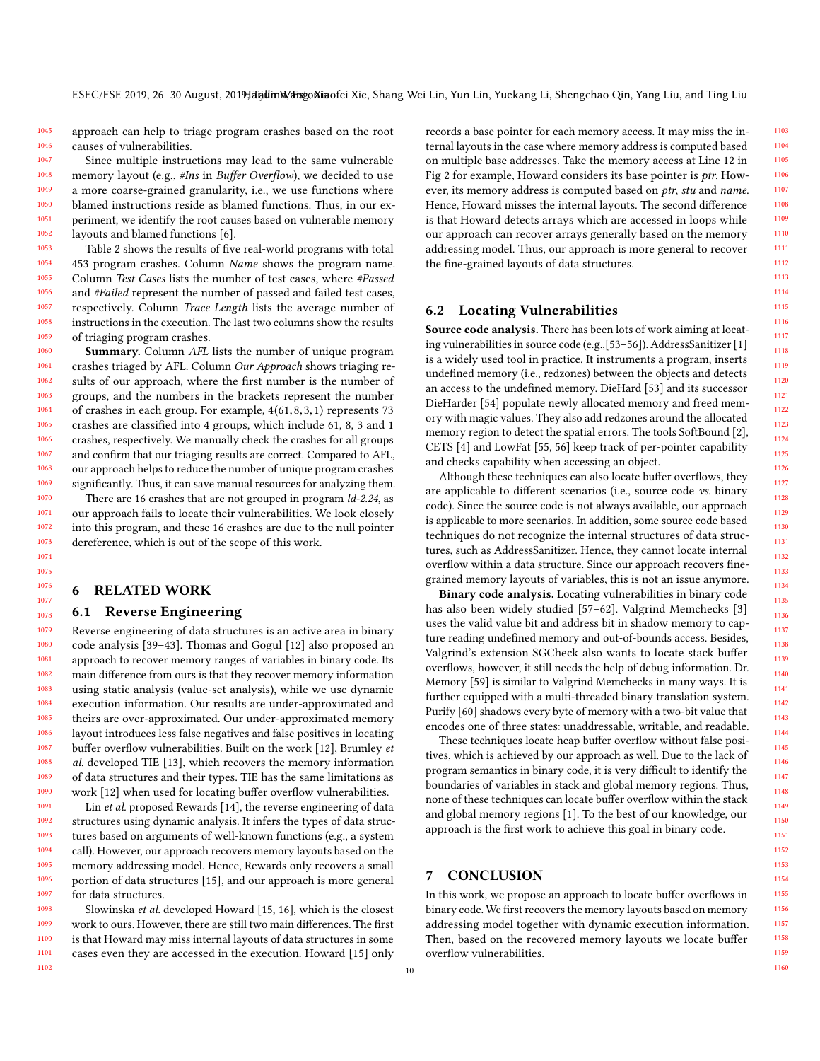approach can help to triage program crashes based on the root causes of vulnerabilities.

Since multiple instructions may lead to the same vulnerable memory layout (e.g., *#Ins* in *Buffer Overflow*), we decided to use a more coarse-grained granularity, i.e., we use functions where blamed instructions reside as blamed functions. Thus, in our experiment, we identify the root causes based on vulnerable memory layouts and blamed functions [6].

Table 2 shows the results of five real-world programs with total 453 program crashes. Column *Name* shows the program name. Column *Test Cases* lists the number of test cases, where *#Passed* and *#Failed* represent the number of passed and failed test cases, respectively. Column *Trace Length* lists the average number of instructions in the execution. The last two columns show the results of triaging program crashes.

**Summary.** Column *AFL* lists the number of unique program crashes triaged by AFL. Column *Our Approach* shows triaging results of our approach, where the first number is the number of groups, and the numbers in the brackets represent the number of crashes in each group. For example, $4(61, 8, 3, 1)$ represents 73 crashes are classified into 4 groups, which include 61, 8, 3 and 1 crashes, respectively. We manually check the crashes for all groups and confirm that our triaging results are correct. Compared to AFL, our approach helps to reduce the number of unique program crashes significantly. Thus, it can save manual resources for analyzing them.

There are 16 crashes that are not grouped in program *ld-2.24*, as our approach fails to locate their vulnerabilities. We look closely into this program, and these 16 crashes are due to the null pointer dereference, which is out of the scope of this work.

# 6 RELATED WORK

## 6.1 Reverse Engineering

Reverse engineering of data structures is an active area in binary code analysis [39–43]. Thomas and Gogul [12] also proposed an approach to recover memory ranges of variables in binary code. Its main difference from ours is that they recover memory information using static analysis (value-set analysis), while we use dynamic execution information. Our results are under-approximated and theirs are over-approximated. Our under-approximated memory layout introduces less false negatives and false positives in locating buffer overflow vulnerabilities. Built on the work [12], Brumley *et al.* developed TIE [13], which recovers the memory information of data structures and their types. TIE has the same limitations as work [12] when used for locating buffer overflow vulnerabilities.

Lin *et al.* proposed Rewards [14], the reverse engineering of data structures using dynamic analysis. It infers the types of data structures based on arguments of well-known functions (e.g., a system call). However, our approach recovers memory layouts based on the memory addressing model. Hence, Rewards only recovers a small portion of data structures [15], and our approach is more general for data structures.

Slowinska *et al.* developed Howard [15, 16], which is the closest work to ours. However, there are still two main differences. The first is that Howard may miss internal layouts of data structures in some cases even they are accessed in the execution. Howard [15] only records a base pointer for each memory access. It may miss the internal layouts in the case where memory address is computed based on multiple base addresses. Take the memory access at Line 12 in Fig 2 for example, Howard considers its base pointer is *ptr*. However, its memory address is computed based on *ptr*, *stu* and *name*. Hence, Howard misses the internal layouts. The second difference is that Howard detects arrays which are accessed in loops while our approach can recover arrays generally based on the memory addressing model. Thus, our approach is more general to recover the fine-grained layouts of data structures.

## 6.2 Locating Vulnerabilities

**Source code analysis.** There has been lots of work aiming at locating vulnerabilities in source code (e.g.,[53–56]). AddressSanitizer [1] is a widely used tool in practice. It instruments a program, inserts undefined memory (i.e., redzones) between the objects and detects an access to the undefined memory. DieHard [53] and its successor DieHarder [54] populate newly allocated memory and freed memory with magic values. They also add redzones around the allocated memory region to detect the spatial errors. The tools SoftBound [2], CETS [4] and LowFat [55, 56] keep track of per-pointer capability and checks capability when accessing an object.

Although these techniques can also locate buffer overflows, they are applicable to different scenarios (i.e., source code *vs.* binary code). Since the source code is not always available, our approach is applicable to more scenarios. In addition, some source code based techniques do not recognize the internal structures of data structures, such as AddressSanitizer. Hence, they cannot locate internal overflow within a data structure. Since our approach recovers fine-grained memory layouts of variables, this is not an issue anymore.

**Binary code analysis.** Locating vulnerabilities in binary code has also been widely studied [57–62]. Valgrind Memchecks [3] uses the valid value bit and address bit in shadow memory to capture reading undefined memory and out-of-bounds access. Besides, Valgrind's extension SGCheck also wants to locate stack buffer overflows, however, it still needs the help of debug information. Dr. Memory [59] is similar to Valgrind Memchecks in many ways. It is further equipped with a multi-threaded binary translation system. Purify [60] shadows every byte of memory with a two-bit value that encodes one of three states: unaddressable, writable, and readable.

These techniques locate heap buffer overflow without false positives, which is achieved by our approach as well. Due to the lack of program semantics in binary code, it is very difficult to identify the boundaries of variables in stack and global memory regions. Thus, none of these techniques can locate buffer overflow within the stack and global memory regions [1]. To the best of our knowledge, our approach is the first work to achieve this goal in binary code.

# 7 CONCLUSION

In this work, we propose an approach to locate buffer overflows in binary code. We first recovers the memory layouts based on memory addressing model together with dynamic execution information. Then, based on the recovered memory layouts we locate buffer overflow vulnerabilities.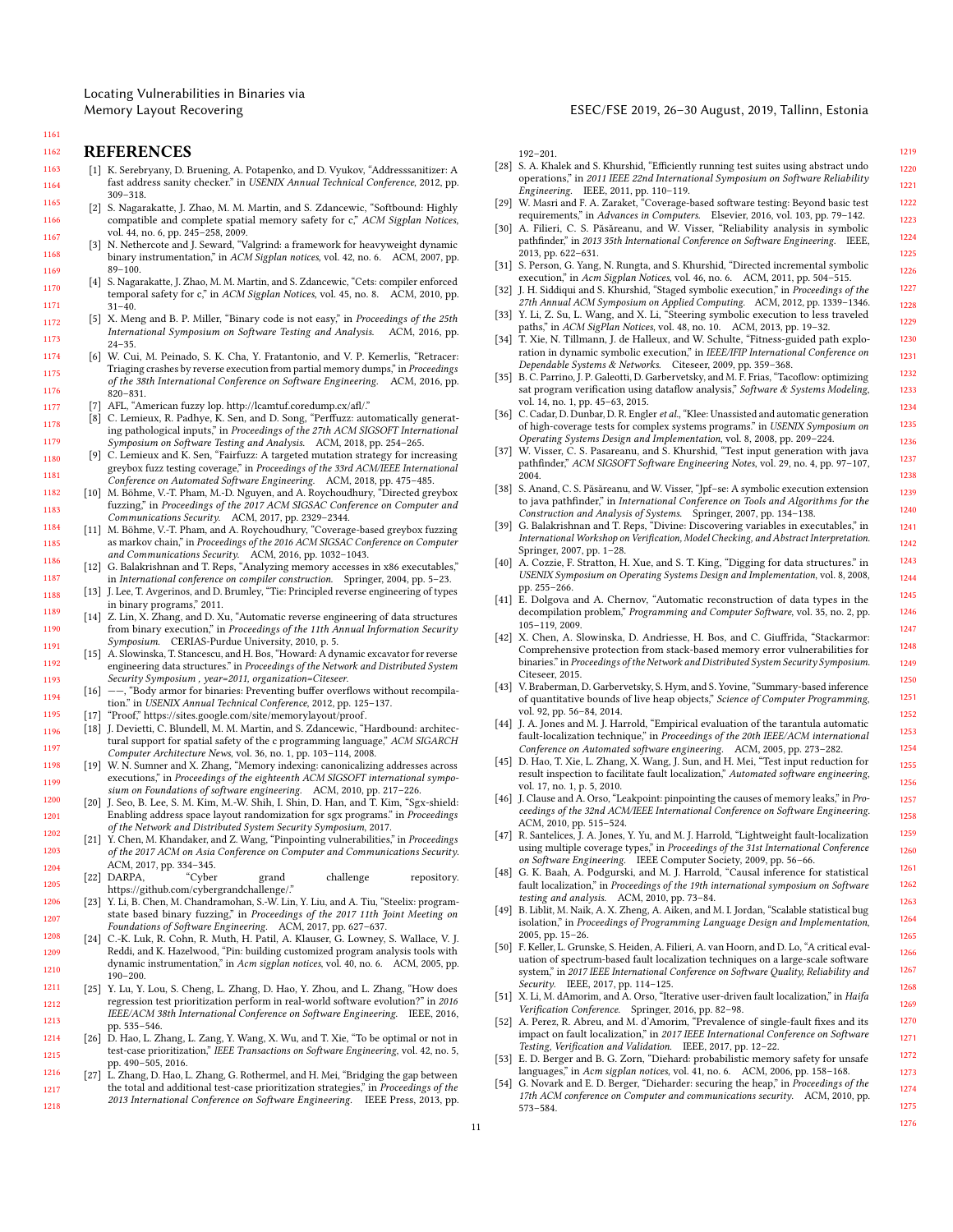## REFERENCES

[1] K. Serebryany, D. Bruening, A. Potapenko, and D. Vyukov, "Addresssanitizer: A fast address sanity checker." in *USENIX Annual Technical Conference*, 2012, pp. 309–318.

[2] S. Nagarakatte, J. Zhao, M. M. Martin, and S. Zdancewic, "Softbound: Highly compatible and complete spatial memory safety for c," *ACM Sigplan Notices*, vol. 44, no. 6, pp. 245–258, 2009.

[3] N. Nethercote and J. Seward, "Valgrind: a framework for heavyweight dynamic binary instrumentation," in *ACM Sigplan notices*, vol. 42, no. 6. ACM, 2007, pp. 89–100.

[4] S. Nagarakatte, J. Zhao, M. M. Martin, and S. Zdancewic, "Cets: compiler enforced temporal safety for c," in *ACM Sigplan Notices*, vol. 45, no. 8. ACM, 2010, pp. 31–40.

[5] X. Meng and B. P. Miller, "Binary code is not easy," in *Proceedings of the 25th International Symposium on Software Testing and Analysis*. ACM, 2016, pp. 24–35.

[6] W. Cui, M. Peinado, S. K. Cha, Y. Fratantonio, and V. P. Kemerlis, "Retracer: Triaging crashes by reverse execution from partial memory dumps," in *Proceedings of the 38th International Conference on Software Engineering*. ACM, 2016, pp. 820–831.

[7] AFL, "American fuzzy lop. http://lcamtuf.coredump.cx/afl/."

[8] C. Lemieux, R. Padhye, K. Sen, and D. Song, "Perffuzz: automatically generating pathological inputs," in *Proceedings of the 27th ACM SIGSOFT International Symposium on Software Testing and Analysis*. ACM, 2018, pp. 254–265.

[9] C. Lemieux and K. Sen, "Fairfuzz: A targeted mutation strategy for increasing greybox fuzz testing coverage," in *Proceedings of the 33rd ACM/IEEE International Conference on Automated Software Engineering*. ACM, 2018, pp. 475–485.

[10] M. Böhme, V.-T. Pham, M.-D. Nguyen, and A. Roychoudhury, "Directed greybox fuzzing," in *Proceedings of the 2017 ACM SIGSAC Conference on Computer and Communications Security*. ACM, 2017, pp. 2329–2344.

[11] M. Böhme, V.-T. Pham, and A. Roychoudhury, "Coverage-based greybox fuzzing as markov chain," in *Proceedings of the 2016 ACM SIGSAC Conference on Computer and Communications Security*. ACM, 2016, pp. 1032–1043.

[12] G. Balakrishnan and T. Reps, "Analyzing memory accesses in x86 executables," in *International conference on compiler construction*. Springer, 2004, pp. 5–23.

[13] J. Lee, T. Avgerinos, and D. Brumley, "Tie: Principled reverse engineering of types in binary programs," 2011.

[14] Z. Lin, X. Zhang, and D. Xu, "Automatic reverse engineering of data structures from binary execution," in *Proceedings of the 11th Annual Information Security Symposium*. CERIAS-Purdue University, 2010, p. 5.

[15] A. Slowinska, T. Stancescu, and H. Bos, "Howard: A dynamic excavator for reverse engineering data structures." in *Proceedings of the Network and Distributed System Security Symposium , year=2011, organization=Citeseer.*

[16] ——, "Body armor for binaries: Preventing buffer overflows without recompilation." in *USENIX Annual Technical Conference*, 2012, pp. 125–137.

[17] "Proof," https://sites.google.com/site/memorylayout/proof.

[18] J. Devietti, C. Blundell, M. M. Martin, and S. Zdancewic, "Hardbound: architectural support for spatial safety of the c programming language," *ACM SIGARCH Computer Architecture News*, vol. 36, no. 1, pp. 103–114, 2008.

[19] W. N. Sumner and X. Zhang, "Memory indexing: canonicalizing addresses across executions," in *Proceedings of the eighteenth ACM SIGSOFT international symposium on Foundations of software engineering*. ACM, 2010, pp. 217–226.

[20] J. Seo, B. Lee, S. M. Kim, M.-W. Shih, I. Shin, D. Han, and T. Kim, "Sgx-shield: Enabling address space layout randomization for sgx programs." in *Proceedings of the Network and Distributed System Security Symposium*, 2017.

[21] Y. Chen, M. Khandaker, and Z. Wang, "Pinpointing vulnerabilities," in *Proceedings of the 2017 ACM on Asia Conference on Computer and Communications Security*. ACM, 2017, pp. 334–345.

[22] DARPA, "Cyber grand challenge repository. https://github.com/cybergrandchallenge/."

[23] Y. Li, B. Chen, M. Chandramohan, S.-W. Lin, Y. Liu, and A. Tiu, "Steelix: program-state based binary fuzzing," in *Proceedings of the 2017 11th Joint Meeting on Foundations of Software Engineering*. ACM, 2017, pp. 627–637.

[24] C.-K. Luk, R. Cohn, R. Muth, H. Patil, A. Klauser, G. Lowney, S. Wallace, V. J. Reddi, and K. Hazelwood, "Pin: building customized program analysis tools with dynamic instrumentation," in *Acm sigplan notices*, vol. 40, no. 6. ACM, 2005, pp. 190–200.

[25] Y. Lu, Y. Lou, S. Cheng, L. Zhang, D. Hao, Y. Zhou, and L. Zhang, "How does regression test prioritization perform in real-world software evolution?" in *2016 IEEE/ACM 38th International Conference on Software Engineering*. IEEE, 2016, pp. 535–546.

[26] D. Hao, L. Zhang, L. Zang, Y. Wang, X. Wu, and T. Xie, "To be optimal or not in test-case prioritization," *IEEE Transactions on Software Engineering*, vol. 42, no. 5, pp. 490–505, 2016.

[27] L. Zhang, D. Hao, L. Zhang, G. Rothermel, and H. Mei, "Bridging the gap between the total and additional test-case prioritization strategies," in *Proceedings of the 2013 International Conference on Software Engineering*. IEEE Press, 2013, pp. 192–201.

[28] S. A. Khalek and S. Khurshid, "Efficiently running test suites using abstract undo operations," in *2011 IEEE 22nd International Symposium on Software Reliability Engineering*. IEEE, 2011, pp. 110–119.

[29] W. Masri and F. A. Zaraket, "Coverage-based software testing: Beyond basic test requirements," in *Advances in Computers*. Elsevier, 2016, vol. 103, pp. 79–142.

[30] A. Filieri, C. S. Păsăreanu, and W. Visser, "Reliability analysis in symbolic pathfinder," in *2013 35th International Conference on Software Engineering*. IEEE, 2013, pp. 622–631.

[31] S. Person, G. Yang, N. Rungta, and S. Khurshid, "Directed incremental symbolic execution," in *Acm Sigplan Notices*, vol. 46, no. 6. ACM, 2011, pp. 504–515.

[32] J. H. Siddiqui and S. Khurshid, "Staged symbolic execution," in *Proceedings of the 27th Annual ACM Symposium on Applied Computing*. ACM, 2012, pp. 1339–1346.

[33] Y. Li, Z. Su, L. Wang, and X. Li, "Steering symbolic execution to less traveled paths," in *ACM SigPlan Notices*, vol. 48, no. 10. ACM, 2013, pp. 19–32.

[34] T. Xie, N. Tillmann, J. de Halleux, and W. Schulte, "Fitness-guided path exploration in dynamic symbolic execution," in *IEEE/IFIP International Conference on Dependable Systems & Networks*. Citeseer, 2009, pp. 359–368.

[35] B. C. Parrino, J. P. Galeotti, D. Garbervetsky, and M. F. Frias, "Tacoflow: optimizing sat program verification using dataflow analysis," *Software & Systems Modeling*, vol. 14, no. 1, pp. 45–63, 2015.

[36] C. Cadar, D. Dunbar, D. R. Engler *et al.*, "Klee: Unassisted and automatic generation of high-coverage tests for complex systems programs." in *USENIX Symposium on Operating Systems Design and Implementation*, vol. 8, 2008, pp. 209–224.

[37] W. Visser, C. S. Pasareanu, and S. Khurshid, "Test input generation with java pathfinder," *ACM SIGSOFT Software Engineering Notes*, vol. 29, no. 4, pp. 97–107, 2004.

[38] S. Anand, C. S. Păsăreanu, and W. Visser, "Jpf–se: A symbolic execution extension to java pathfinder," in *International Conference on Tools and Algorithms for the Construction and Analysis of Systems*. Springer, 2007, pp. 134–138.

[39] G. Balakrishnan and T. Reps, "Divine: Discovering variables in executables," in *International Workshop on Verification, Model Checking, and Abstract Interpretation*. Springer, 2007, pp. 1–28.

[40] A. Cozzie, F. Stratton, H. Xue, and S. T. King, "Digging for data structures." in *USENIX Symposium on Operating Systems Design and Implementation*, vol. 8, 2008, pp. 255–266.

[41] E. Dolgova and A. Chernov, "Automatic reconstruction of data types in the decompilation problem," *Programming and Computer Software*, vol. 35, no. 2, pp. 105–119, 2009.

[42] X. Chen, A. Slowinska, D. Andriesse, H. Bos, and C. Giuffrida, "Stackarmor: Comprehensive protection from stack-based memory error vulnerabilities for binaries." in *Proceedings of the Network and Distributed System Security Symposium*. Citeseer, 2015.

[43] V. Braberman, D. Garbervetsky, S. Hym, and S. Yovine, "Summary-based inference of quantitative bounds of live heap objects," *Science of Computer Programming*, vol. 92, pp. 56–84, 2014.

[44] J. A. Jones and M. J. Harrold, "Empirical evaluation of the tarantula automatic fault-localization technique," in *Proceedings of the 20th IEEE/ACM international Conference on Automated software engineering*. ACM, 2005, pp. 273–282.

[45] D. Hao, T. Xie, L. Zhang, X. Wang, J. Sun, and H. Mei, "Test input reduction for result inspection to facilitate fault localization," *Automated software engineering*, vol. 17, no. 1, p. 5, 2010.

[46] J. Clause and A. Orso, "Leakpoint: pinpointing the causes of memory leaks," in *Proceedings of the 32nd ACM/IEEE International Conference on Software Engineering*. ACM, 2010, pp. 515–524.

[47] R. Santelices, J. A. Jones, Y. Yu, and M. J. Harrold, "Lightweight fault-localization using multiple coverage types," in *Proceedings of the 31st International Conference on Software Engineering*. IEEE Computer Society, 2009, pp. 56–66.

[48] G. K. Baah, A. Podgurski, and M. J. Harrold, "Causal inference for statistical fault localization," in *Proceedings of the 19th international symposium on Software testing and analysis*. ACM, 2010, pp. 73–84.

[49] B. Liblit, M. Naik, A. X. Zheng, A. Aiken, and M. I. Jordan, "Scalable statistical bug isolation," in *Proceedings of Programming Language Design and Implementation*, 2005, pp. 15–26.

[50] F. Keller, L. Grunske, S. Heiden, A. Filieri, A. van Hoorn, and D. Lo, "A critical evaluation of spectrum-based fault localization techniques on a large-scale software system," in *2017 IEEE International Conference on Software Quality, Reliability and Security*. IEEE, 2017, pp. 114–125.

[51] X. Li, M. dAmorim, and A. Orso, "Iterative user-driven fault localization," in *Haifa Verification Conference*. Springer, 2016, pp. 82–98.

[52] A. Perez, R. Abreu, and M. d'Amorim, "Prevalence of single-fault fixes and its impact on fault localization," in *2017 IEEE International Conference on Software Testing, Verification and Validation*. IEEE, 2017, pp. 12–22.

[53] E. D. Berger and B. G. Zorn, "Diehard: probabilistic memory safety for unsafe languages," in *Acm sigplan notices*, vol. 41, no. 6. ACM, 2006, pp. 158–168.

[54] G. Novark and E. D. Berger, "Dieharder: securing the heap," in *Proceedings of the 17th ACM conference on Computer and communications security*. ACM, 2010, pp. 573–584.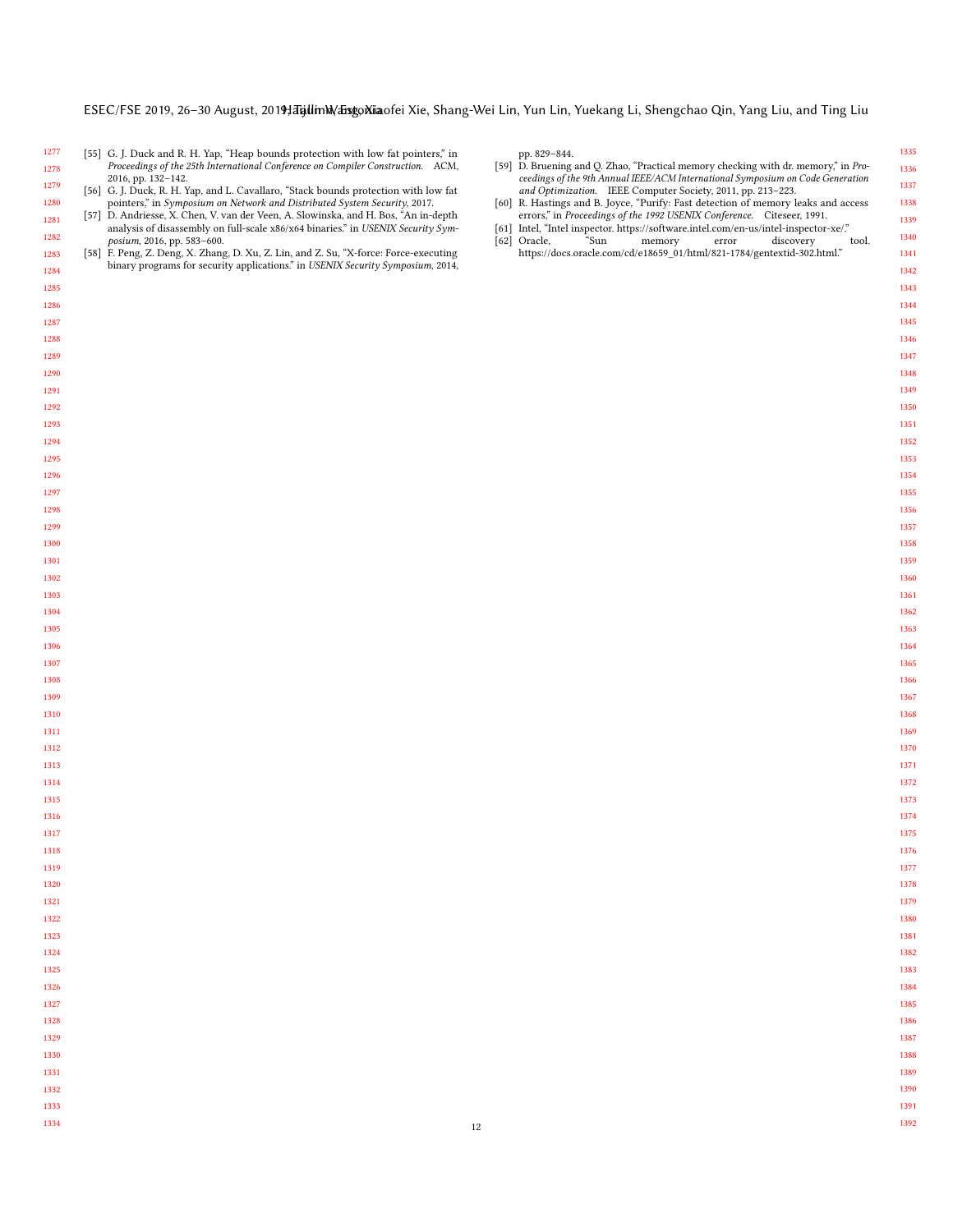[55] G. J. Duck and R. H. Yap, "Heap bounds protection with low fat pointers," in *Proceedings of the 25th International Conference on Compiler Construction.* ACM, 2016, pp. 132–142.

[56] G. J. Duck, R. H. Yap, and L. Cavallaro, "Stack bounds protection with low fat pointers," in *Symposium on Network and Distributed System Security*, 2017.

[57] D. Andriesse, X. Chen, V. van der Veen, A. Slowinska, and H. Bos, "An in-depth analysis of disassembly on full-scale x86/x64 binaries." in *USENIX Security Symposium*, 2016, pp. 583–600.

[58] F. Peng, Z. Deng, X. Zhang, D. Xu, Z. Lin, and Z. Su, "X-force: Force-executing binary programs for security applications." in *USENIX Security Symposium*, 2014, pp. 829–844.

[59] D. Bruening and Q. Zhao, "Practical memory checking with dr. memory," in *Proceedings of the 9th Annual IEEE/ACM International Symposium on Code Generation and Optimization.* IEEE Computer Society, 2011, pp. 213–223.

[60] R. Hastings and B. Joyce, "Purify: Fast detection of memory leaks and access errors," in *Proceedings of the 1992 USENIX Conference.* Citeseer, 1991.

[61] Intel, "Intel inspector. https://software.intel.com/en-us/intel-inspector-xe/."

[62] Oracle, "Sun memory error discovery tool. https://docs.oracle.com/cd/e18659_01/html/821-1784/gentextid-302.html."